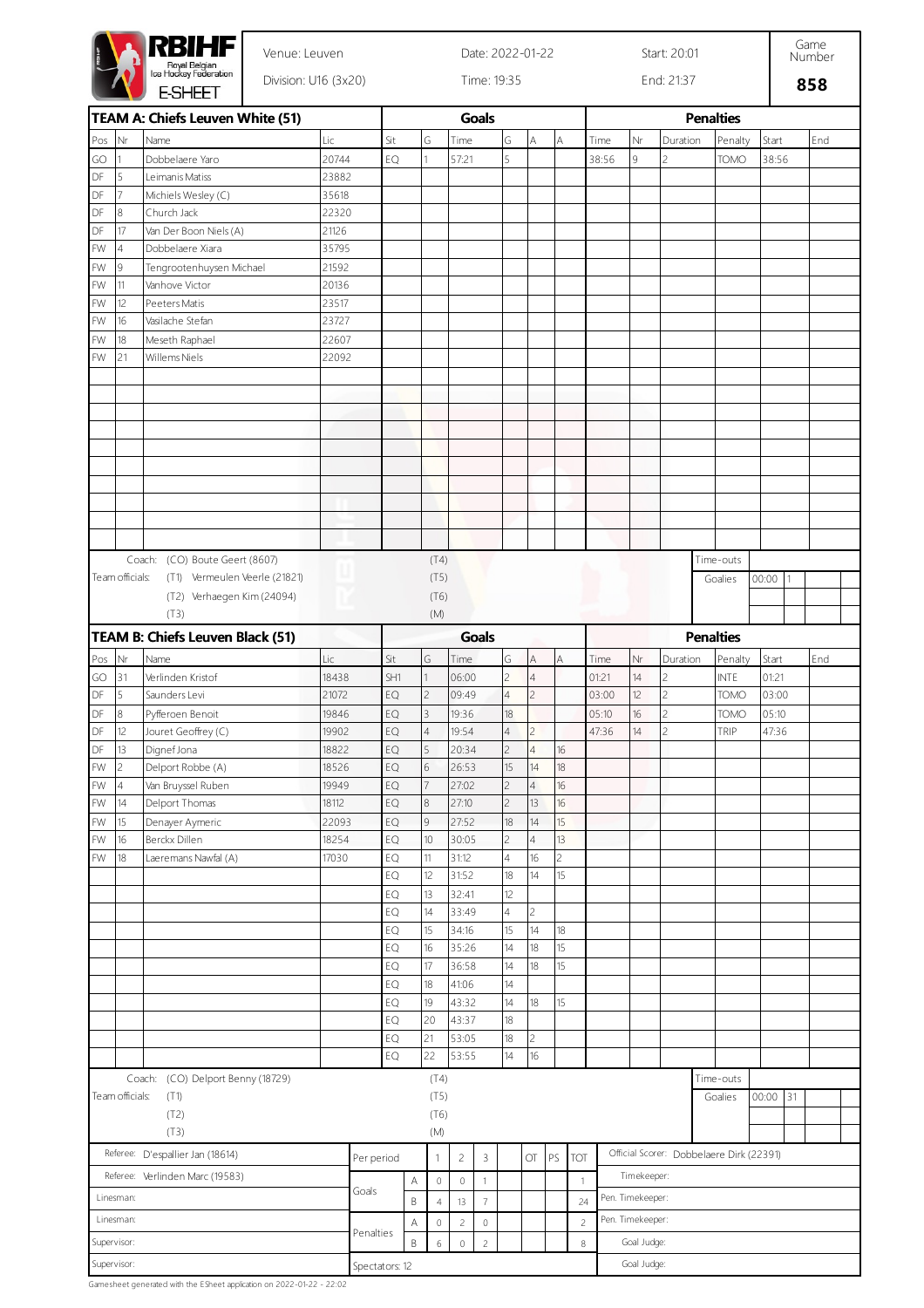# RBIHF Royal Belgian Ice Hockey Federation E-SHEET

Venue: Leuven | Date: 2022-01-22 | Start: 20:01 | Game Number: **858**

Division: U16 (3x20) | Time: 19:35 | End: 21:37

## TEAM A: Chiefs Leuven White (51)

| Pos | Nr | Name | Lic |
|---|---|---|---|
| GO | 1 | Dobbelaere Yaro | 20744 |
| DF | 5 | Leimanis Matiss | 23882 |
| DF | 7 | Michiels Wesley (C) | 35618 |
| DF | 8 | Church Jack | 22320 |
| DF | 17 | Van Der Boon Niels (A) | 21126 |
| FW | 4 | Dobbelaere Xiara | 35795 |
| FW | 9 | Tengrootenhuysen Michael | 21592 |
| FW | 11 | Vanhove Victor | 20136 |
| FW | 12 | Peeters Matis | 23517 |
| FW | 16 | Vasilache Stefan | 23727 |
| FW | 18 | Meseth Raphael | 22607 |
| FW | 21 | Willems Niels | 22092 |

**Goals**

| Sit | G | Time | G | A | A |
|---|---|---|---|---|---|
| EQ | 1 | 57:21 | 5 | | |

**Penalties**

| Time | Nr | Duration | Penalty | Start | End |
|---|---|---|---|---|---|
| 38:56 | 9 | 2 | TOMO | 38:56 | |

Coach: (CO) Boute Geert (8607) | (T4)

Team officials: (T1) Vermeulen Veerle (21821) | (T5)

(T2) Verhaegen Kim (24094) | (T6)

(T3) | (M)

Time-outs: Goalies 00:00 1

## TEAM B: Chiefs Leuven Black (51)

| Pos | Nr | Name | Lic |
|---|---|---|---|
| GO | 31 | Verlinden Kristof | 18438 |
| DF | 5 | Saunders Levi | 21072 |
| DF | 8 | Pyfferoen Benoit | 19846 |
| DF | 12 | Jouret Geoffrey (C) | 19902 |
| DF | 13 | Dignef Jona | 18822 |
| FW | 2 | Delport Robbe (A) | 18526 |
| FW | 4 | Van Bruyssel Ruben | 19949 |
| FW | 14 | Delport Thomas | 18112 |
| FW | 15 | Denayer Aymeric | 22093 |
| FW | 16 | Berckx Dillen | 18254 |
| FW | 18 | Laeremans Nawfal (A) | 17030 |

**Goals**

| Sit | G | Time | G | A | A |
|---|---|---|---|---|---|
| SH1 | 1 | 06:00 | 2 | 4 | |
| EQ | 2 | 09:49 | 4 | 2 | |
| EQ | 3 | 19:36 | 18 | | |
| EQ | 4 | 19:54 | 4 | 2 | |
| EQ | 5 | 20:34 | 2 | 4 | 16 |
| EQ | 6 | 26:53 | 15 | 14 | 18 |
| EQ | 7 | 27:02 | 2 | 4 | 16 |
| EQ | 8 | 27:10 | 2 | 13 | 16 |
| EQ | 9 | 27:52 | 18 | 14 | 15 |
| EQ | 10 | 30:05 | 2 | 4 | 13 |
| EQ | 11 | 31:12 | 4 | 16 | 2 |
| EQ | 12 | 31:52 | 18 | 14 | 15 |
| EQ | 13 | 32:41 | 12 | | |
| EQ | 14 | 33:49 | 4 | 2 | |
| EQ | 15 | 34:16 | 15 | 14 | 18 |
| EQ | 16 | 35:26 | 14 | 18 | 15 |
| EQ | 17 | 36:58 | 14 | 18 | 15 |
| EQ | 18 | 41:06 | 14 | | |
| EQ | 19 | 43:32 | 14 | 18 | 15 |
| EQ | 20 | 43:37 | 18 | | |
| EQ | 21 | 53:05 | 18 | 2 | |
| EQ | 22 | 53:55 | 14 | 16 | |

**Penalties**

| Time | Nr | Duration | Penalty | Start | End |
|---|---|---|---|---|---|
| 01:21 | 14 | 2 | INTE | 01:21 | |
| 03:00 | 12 | 2 | TOMO | 03:00 | |
| 05:10 | 16 | 2 | TOMO | 05:10 | |
| 47:36 | 14 | 2 | TRIP | 47:36 | |

Coach: (CO) Delport Benny (18729) | (T4)

Team officials: (T1) | (T5)

(T2) | (T6)

(T3) | (M)

Time-outs: Goalies 00:00 31

## Summary

| Per period | | 1 | 2 | 3 | OT | PS | TOT |
|---|---|---|---|---|---|---|---|
| Goals | A | 0 | 0 | 1 | | | 1 |
| | B | 4 | 13 | 7 | | | 24 |
| Penalties | A | 0 | 2 | 0 | | | 2 |
| | B | 6 | 0 | 2 | | | 8 |

Spectators: 12

Referee: D'espallier Jan (18614)

Referee: Verlinden Marc (19583)

Linesman:

Linesman:

Supervisor:

Supervisor:

Official Scorer: Dobbelaere Dirk (22391)

Timekeeper:

Pen. Timekeeper:

Pen. Timekeeper:

Goal Judge:

Goal Judge:

Gamesheet generated with the ESheet application on 2022-01-22 - 22:02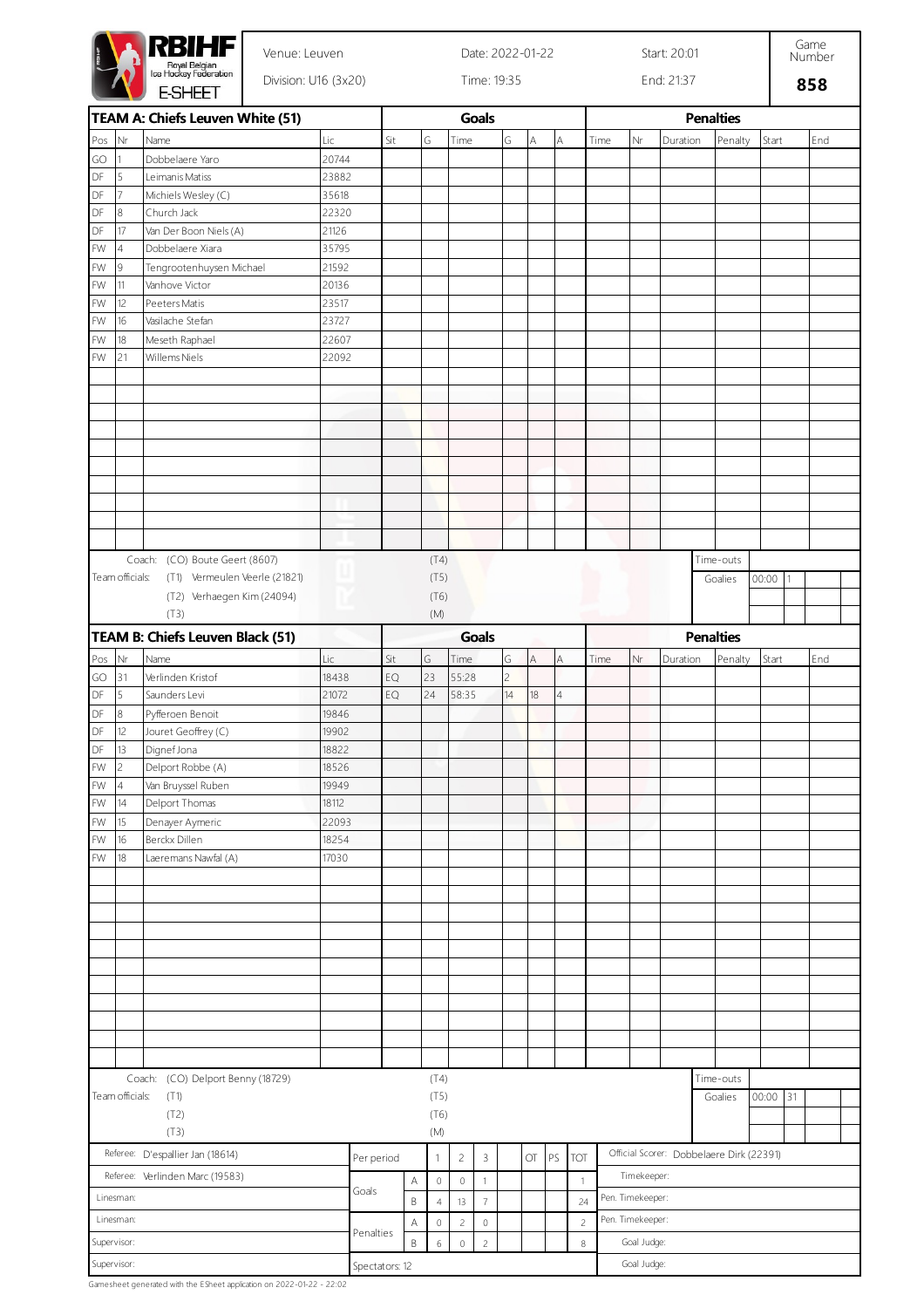# RBIHF E-SHEET

Royal Belgian Ice Hockey Federation

| | | | |
|---|---|---|---|
| Venue: Leuven | Date: 2022-01-22 | Start: 20:01 | Game Number |
| Division: U16 (3x20) | Time: 19:35 | End: 21:37 | **858** |

## TEAM A: Chiefs Leuven White (51)

| Pos | Nr | Name | Lic | Sit | G | Time | G | A | A | Time | Nr | Duration | Penalty | Start | End |
|---|---|---|---|---|---|---|---|---|---|---|---|---|---|---|---|
| GO | 1 | Dobbelaere Yaro | 20744 | | | | | | | | | | | | |
| DF | 5 | Leimanis Matiss | 23882 | | | | | | | | | | | | |
| DF | 7 | Michiels Wesley (C) | 35618 | | | | | | | | | | | | |
| DF | 8 | Church Jack | 22320 | | | | | | | | | | | | |
| DF | 17 | Van Der Boon Niels (A) | 21126 | | | | | | | | | | | | |
| FW | 4 | Dobbelaere Xiara | 35795 | | | | | | | | | | | | |
| FW | 9 | Tengrootenhuysen Michael | 21592 | | | | | | | | | | | | |
| FW | 11 | Vanhove Victor | 20136 | | | | | | | | | | | | |
| FW | 12 | Peeters Matis | 23517 | | | | | | | | | | | | |
| FW | 16 | Vasilache Stefan | 23727 | | | | | | | | | | | | |
| FW | 18 | Meseth Raphael | 22607 | | | | | | | | | | | | |
| FW | 21 | Willems Niels | 22092 | | | | | | | | | | | | |

Coach: (CO) Boute Geert (8607)

Team officials: (T1) Vermeulen Veerle (21821)

(T2) Verhaegen Kim (24094)

(T3)

(T4) (T5) (T6) (M)

| Time-outs | | |
|---|---|---|
| Goalies | 00:00 | 1 |

## TEAM B: Chiefs Leuven Black (51)

| Pos | Nr | Name | Lic | Sit | G | Time | G | A | A | Time | Nr | Duration | Penalty | Start | End |
|---|---|---|---|---|---|---|---|---|---|---|---|---|---|---|---|
| GO | 31 | Verlinden Kristof | 18438 | EQ | 23 | 55:28 | 2 | | | | | | | | |
| DF | 5 | Saunders Levi | 21072 | EQ | 24 | 58:35 | 14 | 18 | 4 | | | | | | |
| DF | 8 | Pyfferoen Benoit | 19846 | | | | | | | | | | | | |
| DF | 12 | Jouret Geoffrey (C) | 19902 | | | | | | | | | | | | |
| DF | 13 | Dignef Jona | 18822 | | | | | | | | | | | | |
| FW | 2 | Delport Robbe (A) | 18526 | | | | | | | | | | | | |
| FW | 4 | Van Bruyssel Ruben | 19949 | | | | | | | | | | | | |
| FW | 14 | Delport Thomas | 18112 | | | | | | | | | | | | |
| FW | 15 | Denayer Aymeric | 22093 | | | | | | | | | | | | |
| FW | 16 | Berckx Dillen | 18254 | | | | | | | | | | | | |
| FW | 18 | Laeremans Nawfal (A) | 17030 | | | | | | | | | | | | |

Coach: (CO) Delport Benny (18729)

Team officials: (T1)

(T2)

(T3)

(T4) (T5) (T6) (M)

| Time-outs | | |
|---|---|---|
| Goalies | 00:00 | 31 |

| | Per period | | 1 | 2 | 3 | OT | PS | TOT |
|---|---|---|---|---|---|---|---|---|
| Referee: D'espallier Jan (18614) | Goals | A | 0 | 0 | 1 | | | 1 |
| Referee: Verlinden Marc (19583) | | B | 4 | 13 | 7 | | | 24 |
| Linesman: | Penalties | A | 0 | 2 | 0 | | | 2 |
| Linesman: | | B | 6 | 0 | 2 | | | 8 |
| Supervisor: | Spectators: 12 | | | | | | | |
| Supervisor: | | | | | | | | |

Official Scorer: Dobbelaere Dirk (22391)

Timekeeper:

Pen. Timekeeper:

Pen. Timekeeper:

Goal Judge:

Goal Judge:

Gamesheet generated with the ESheet application on 2022-01-22 - 22:02